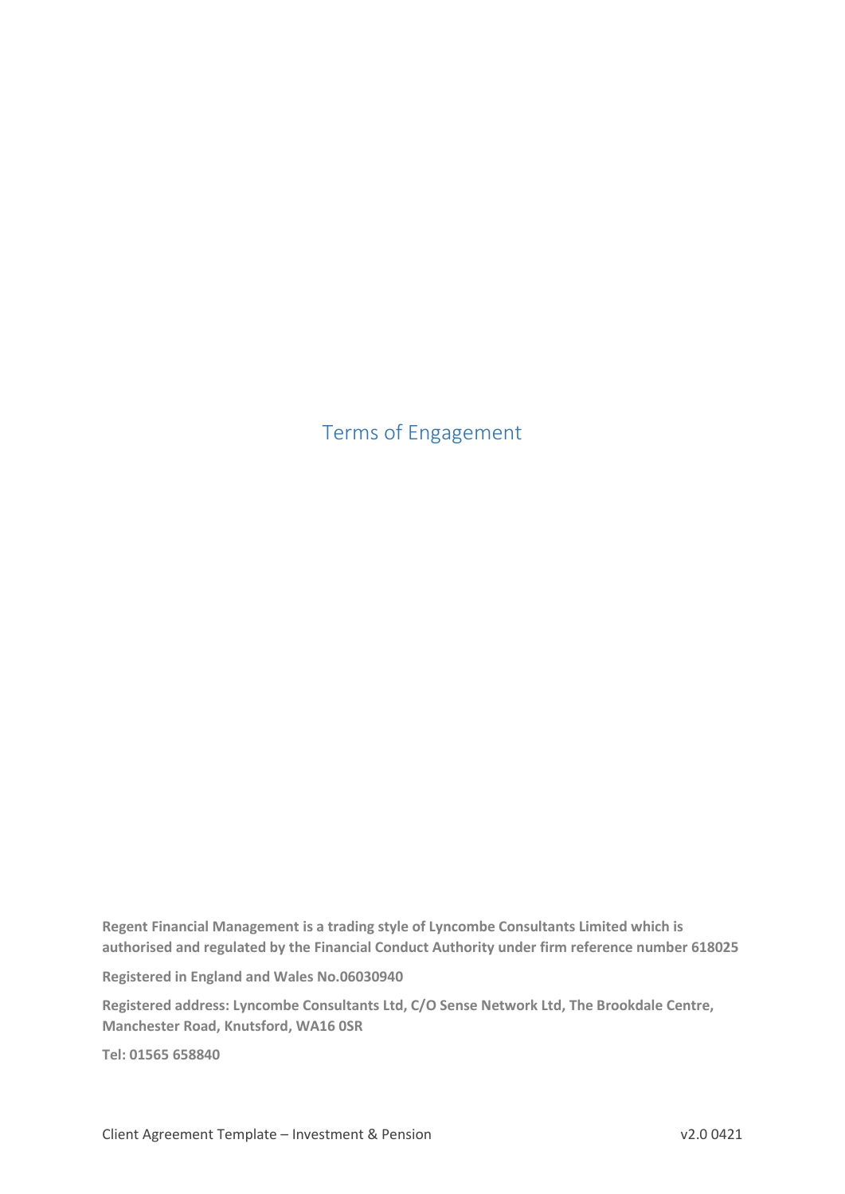# Terms of Engagement

**Regent Financial Management is a trading style of Lyncombe Consultants Limited which is authorised and regulated by the Financial Conduct Authority under firm reference number 618025**

**Registered in England and Wales No.06030940**

**Registered address: Lyncombe Consultants Ltd, C/O Sense Network Ltd, The Brookdale Centre, Manchester Road, Knutsford, WA16 0SR**

**Tel: 01565 658840**

Client Agreement Template – Investment & Pension v2.0 0421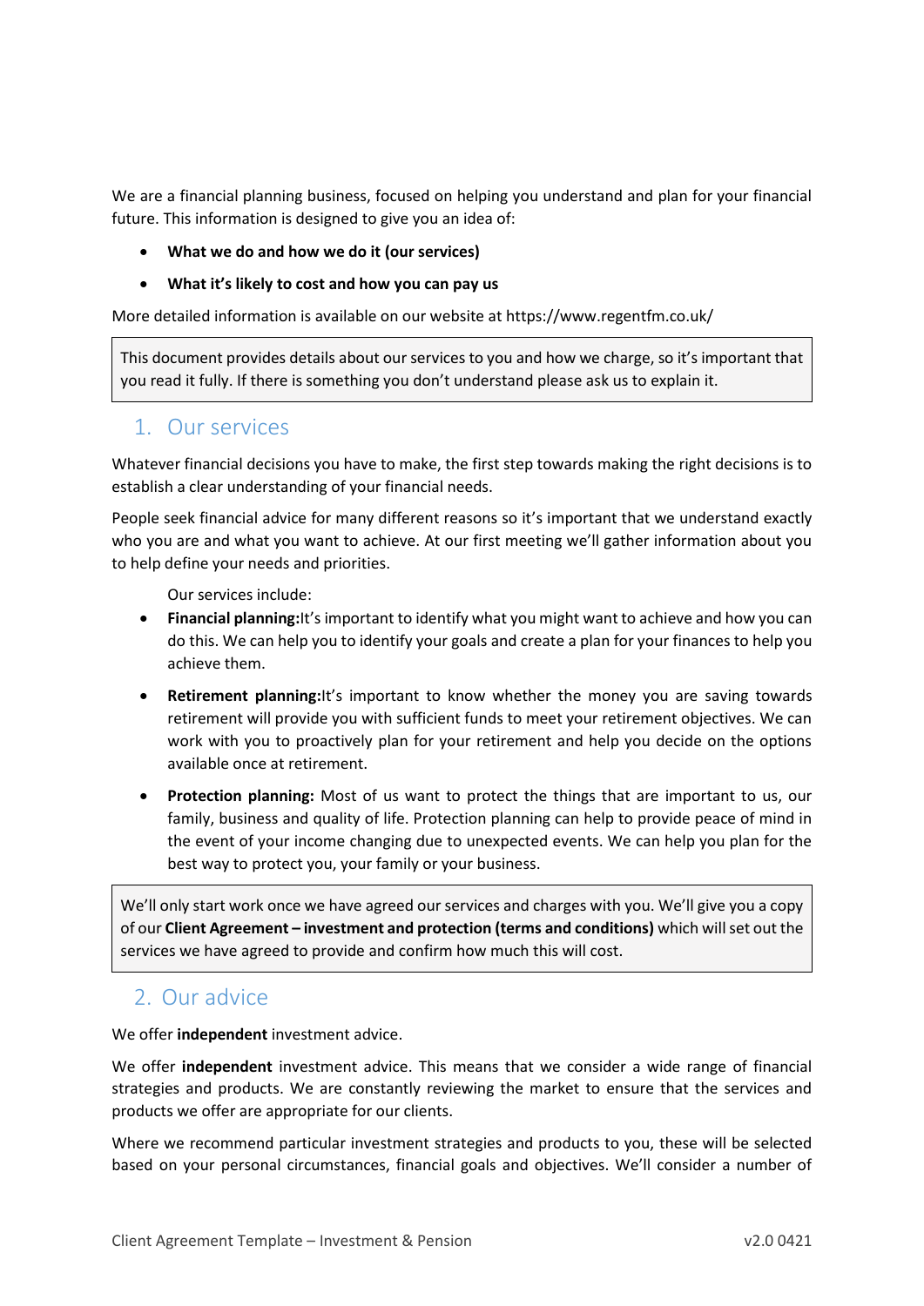We are a financial planning business, focused on helping you understand and plan for your financial future. This information is designed to give you an idea of:

- **What we do and how we do it (our services)**
- **What it's likely to cost and how you can pay us**

More detailed information is available on our website at https://www.regentfm.co.uk/

> This document provides details about our services to you and how we charge, so it's important that you read it fully. If there is something you don't understand please ask us to explain it.

## 1. Our services

Whatever financial decisions you have to make, the first step towards making the right decisions is to establish a clear understanding of your financial needs.

People seek financial advice for many different reasons so it's important that we understand exactly who you are and what you want to achieve. At our first meeting we'll gather information about you to help define your needs and priorities.

Our services include:

- **Financial planning:**It's important to identify what you might want to achieve and how you can do this. We can help you to identify your goals and create a plan for your finances to help you achieve them.
- **Retirement planning:**It's important to know whether the money you are saving towards retirement will provide you with sufficient funds to meet your retirement objectives. We can work with you to proactively plan for your retirement and help you decide on the options available once at retirement.
- **Protection planning:** Most of us want to protect the things that are important to us, our family, business and quality of life. Protection planning can help to provide peace of mind in the event of your income changing due to unexpected events. We can help you plan for the best way to protect you, your family or your business.

> We'll only start work once we have agreed our services and charges with you. We'll give you a copy of our **Client Agreement – investment and protection (terms and conditions)** which will set out the services we have agreed to provide and confirm how much this will cost.

## 2. Our advice

We offer **independent** investment advice.

We offer **independent** investment advice. This means that we consider a wide range of financial strategies and products. We are constantly reviewing the market to ensure that the services and products we offer are appropriate for our clients.

Where we recommend particular investment strategies and products to you, these will be selected based on your personal circumstances, financial goals and objectives. We'll consider a number of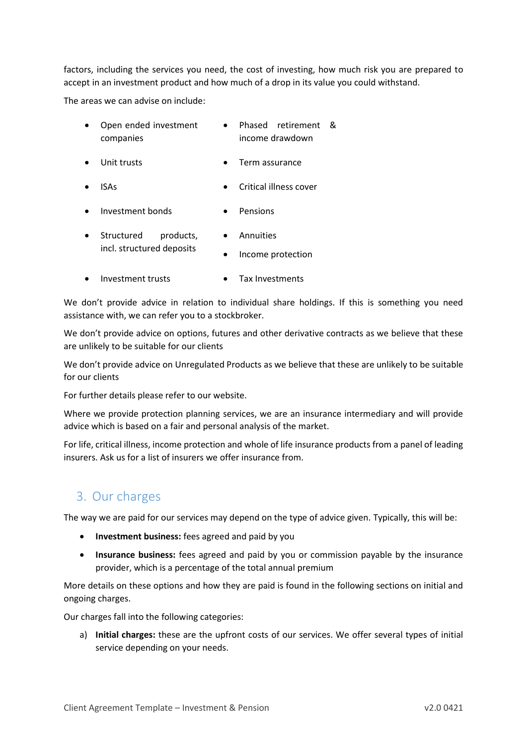factors, including the services you need, the cost of investing, how much risk you are prepared to accept in an investment product and how much of a drop in its value you could withstand.

The areas we can advise on include:

- Open ended investment companies
- Unit trusts
- ISAs
- Investment bonds
- Structured products, incl. structured deposits
- Investment trusts
- Phased retirement & income drawdown
- Term assurance
- Critical illness cover
- Pensions
- Annuities
- Income protection
- Tax Investments

We don't provide advice in relation to individual share holdings. If this is something you need assistance with, we can refer you to a stockbroker.

We don't provide advice on options, futures and other derivative contracts as we believe that these are unlikely to be suitable for our clients

We don't provide advice on Unregulated Products as we believe that these are unlikely to be suitable for our clients

For further details please refer to our website.

Where we provide protection planning services, we are an insurance intermediary and will provide advice which is based on a fair and personal analysis of the market.

For life, critical illness, income protection and whole of life insurance products from a panel of leading insurers. Ask us for a list of insurers we offer insurance from.

## 3. Our charges

The way we are paid for our services may depend on the type of advice given. Typically, this will be:

- **Investment business:** fees agreed and paid by you
- **Insurance business:** fees agreed and paid by you or commission payable by the insurance provider, which is a percentage of the total annual premium

More details on these options and how they are paid is found in the following sections on initial and ongoing charges.

Our charges fall into the following categories:

a) **Initial charges:** these are the upfront costs of our services. We offer several types of initial service depending on your needs.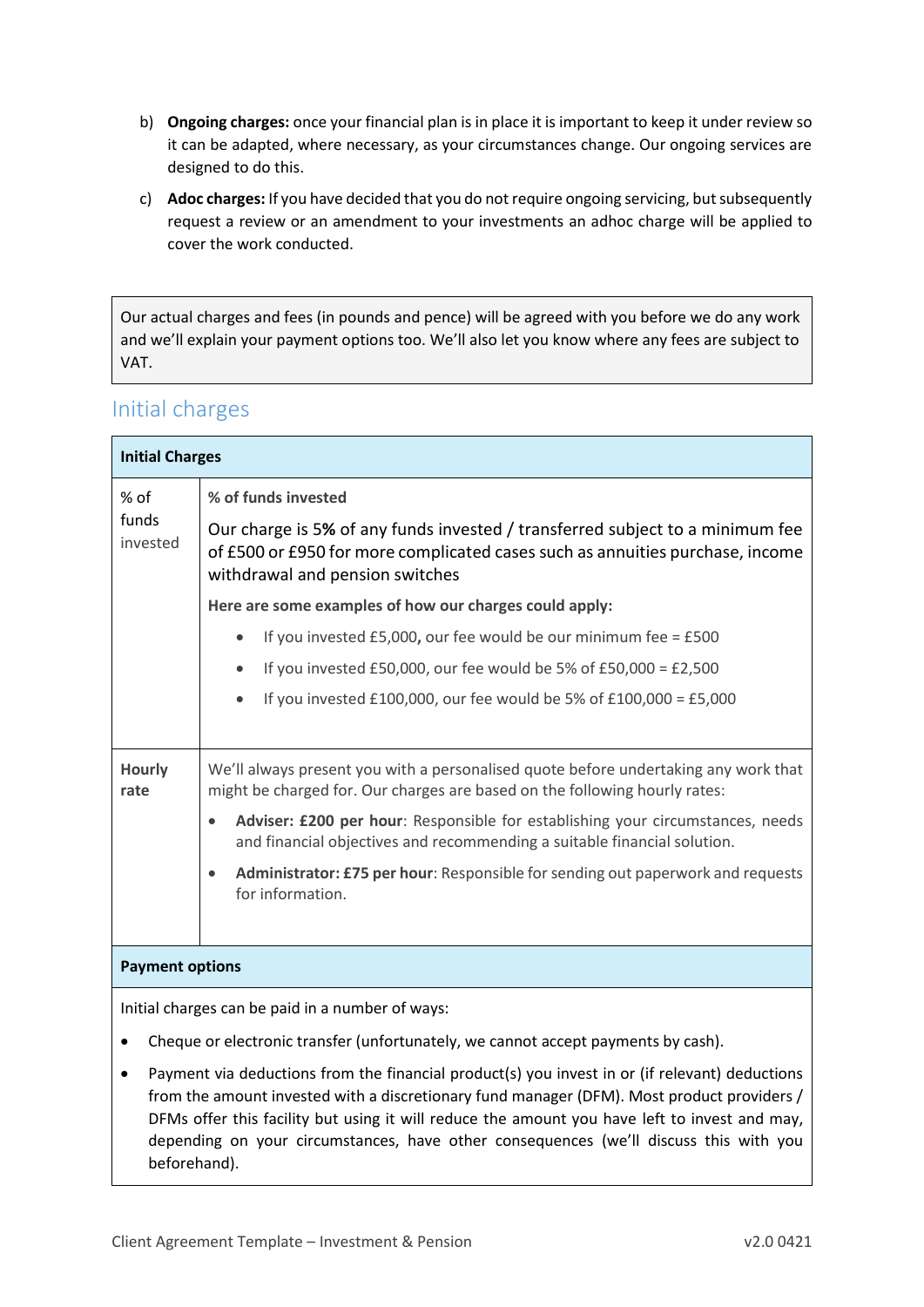b) **Ongoing charges:** once your financial plan is in place it is important to keep it under review so it can be adapted, where necessary, as your circumstances change. Our ongoing services are designed to do this.

c) **Adoc charges:** If you have decided that you do not require ongoing servicing, but subsequently request a review or an amendment to your investments an adhoc charge will be applied to cover the work conducted.

> Our actual charges and fees (in pounds and pence) will be agreed with you before we do any work and we'll explain your payment options too. We'll also let you know where any fees are subject to VAT.

## Initial charges

| **Initial Charges** | |
|---|---|
| % of funds invested | **% of funds invested**<br><br>Our charge is 5**%** of any funds invested / transferred subject to a minimum fee of £500 or £950 for more complicated cases such as annuities purchase, income withdrawal and pension switches<br><br>**Here are some examples of how our charges could apply:**<br>• If you invested £5,000**,** our fee would be our minimum fee = £500<br>• If you invested £50,000, our fee would be 5% of £50,000 = £2,500<br>• If you invested £100,000, our fee would be 5% of £100,000 = £5,000 |
| **Hourly rate** | We'll always present you with a personalised quote before undertaking any work that might be charged for. Our charges are based on the following hourly rates:<br>• **Adviser: £200 per hour**: Responsible for establishing your circumstances, needs and financial objectives and recommending a suitable financial solution.<br>• **Administrator: £75 per hour**: Responsible for sending out paperwork and requests for information. |

| **Payment options** |
|---|
| Initial charges can be paid in a number of ways:<br>• Cheque or electronic transfer (unfortunately, we cannot accept payments by cash).<br>• Payment via deductions from the financial product(s) you invest in or (if relevant) deductions from the amount invested with a discretionary fund manager (DFM). Most product providers / DFMs offer this facility but using it will reduce the amount you have left to invest and may, depending on your circumstances, have other consequences (we'll discuss this with you beforehand). |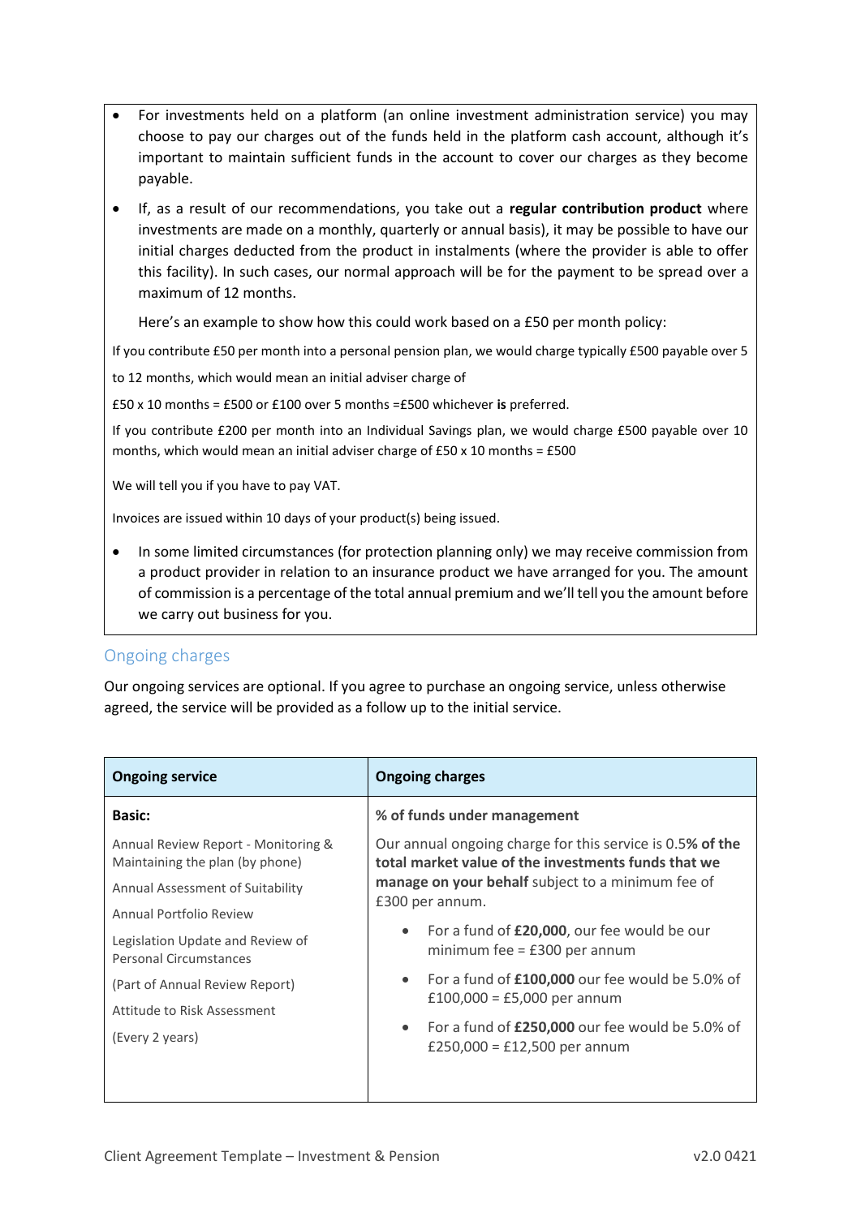- For investments held on a platform (an online investment administration service) you may choose to pay our charges out of the funds held in the platform cash account, although it's important to maintain sufficient funds in the account to cover our charges as they become payable.
- If, as a result of our recommendations, you take out a **regular contribution product** where investments are made on a monthly, quarterly or annual basis), it may be possible to have our initial charges deducted from the product in instalments (where the provider is able to offer this facility). In such cases, our normal approach will be for the payment to be spread over a maximum of 12 months.

  Here's an example to show how this could work based on a £50 per month policy:

If you contribute £50 per month into a personal pension plan, we would charge typically £500 payable over 5 to 12 months, which would mean an initial adviser charge of

£50 x 10 months = £500 or £100 over 5 months =£500 whichever **is** preferred.

If you contribute £200 per month into an Individual Savings plan, we would charge £500 payable over 10 months, which would mean an initial adviser charge of £50 x 10 months = £500

We will tell you if you have to pay VAT.

Invoices are issued within 10 days of your product(s) being issued.

- In some limited circumstances (for protection planning only) we may receive commission from a product provider in relation to an insurance product we have arranged for you. The amount of commission is a percentage of the total annual premium and we'll tell you the amount before we carry out business for you.

## Ongoing charges

Our ongoing services are optional. If you agree to purchase an ongoing service, unless otherwise agreed, the service will be provided as a follow up to the initial service.

| Ongoing service | Ongoing charges |
|---|---|
| **Basic:**<br><br>Annual Review Report - Monitoring & Maintaining the plan (by phone)<br><br>Annual Assessment of Suitability<br><br>Annual Portfolio Review<br><br>Legislation Update and Review of Personal Circumstances<br><br>(Part of Annual Review Report)<br><br>Attitude to Risk Assessment<br><br>(Every 2 years) | **% of funds under management**<br><br>Our annual ongoing charge for this service is 0.5**% of the total market value of the investments funds that we manage on your behalf** subject to a minimum fee of £300 per annum.<br><br>• For a fund of **£20,000**, our fee would be our minimum fee = £300 per annum<br><br>• For a fund of **£100,000** our fee would be 5.0% of £100,000 = £5,000 per annum<br><br>• For a fund of **£250,000** our fee would be 5.0% of £250,000 = £12,500 per annum |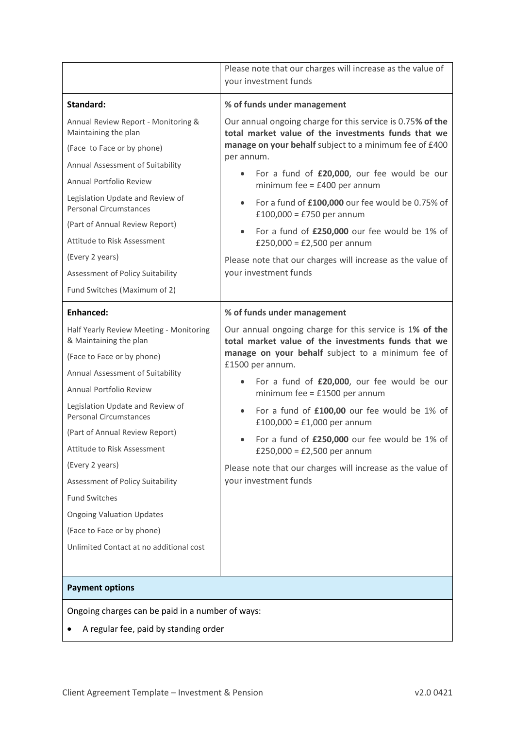| | Please note that our charges will increase as the value of your investment funds |
|---|---|
| **Standard:**<br><br>Annual Review Report - Monitoring & Maintaining the plan<br><br>(Face to Face or by phone)<br><br>Annual Assessment of Suitability<br><br>Annual Portfolio Review<br><br>Legislation Update and Review of Personal Circumstances<br><br>(Part of Annual Review Report)<br><br>Attitude to Risk Assessment<br><br>(Every 2 years)<br><br>Assessment of Policy Suitability<br><br>Fund Switches (Maximum of 2) | **% of funds under management**<br><br>Our annual ongoing charge for this service is 0.75**% of the total market value of the investments funds that we manage on your behalf** subject to a minimum fee of £400 per annum.<br><br>• For a fund of **£20,000**, our fee would be our minimum fee = £400 per annum<br>• For a fund of **£100,000** our fee would be 0.75% of £100,000 = £750 per annum<br>• For a fund of **£250,000** our fee would be 1% of £250,000 = £2,500 per annum<br><br>Please note that our charges will increase as the value of your investment funds |
| **Enhanced:**<br><br>Half Yearly Review Meeting - Monitoring & Maintaining the plan<br><br>(Face to Face or by phone)<br><br>Annual Assessment of Suitability<br><br>Annual Portfolio Review<br><br>Legislation Update and Review of Personal Circumstances<br><br>(Part of Annual Review Report)<br><br>Attitude to Risk Assessment<br><br>(Every 2 years)<br><br>Assessment of Policy Suitability<br><br>Fund Switches<br><br>Ongoing Valuation Updates<br><br>(Face to Face or by phone)<br><br>Unlimited Contact at no additional cost | **% of funds under management**<br><br>Our annual ongoing charge for this service is 1**% of the total market value of the investments funds that we manage on your behalf** subject to a minimum fee of £1500 per annum.<br><br>• For a fund of **£20,000**, our fee would be our minimum fee = £1500 per annum<br>• For a fund of **£100,00** our fee would be 1% of £100,000 = £1,000 per annum<br>• For a fund of **£250,000** our fee would be 1% of £250,000 = £2,500 per annum<br><br>Please note that our charges will increase as the value of your investment funds |

**Payment options**

Ongoing charges can be paid in a number of ways:

- A regular fee, paid by standing order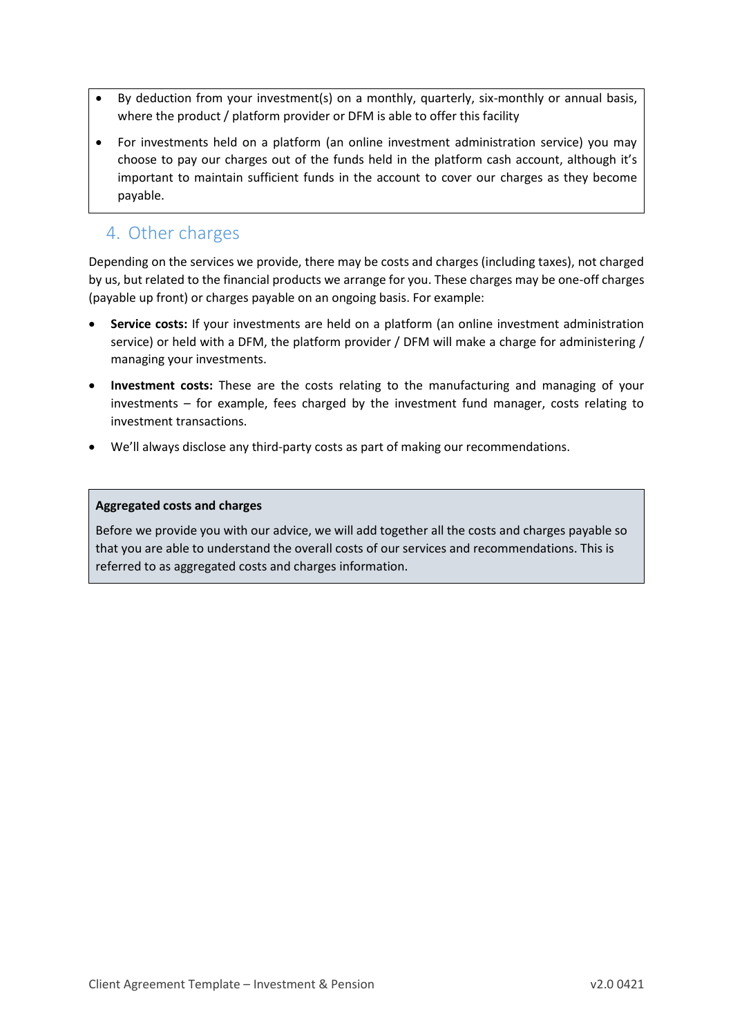- By deduction from your investment(s) on a monthly, quarterly, six-monthly or annual basis, where the product / platform provider or DFM is able to offer this facility
- For investments held on a platform (an online investment administration service) you may choose to pay our charges out of the funds held in the platform cash account, although it's important to maintain sufficient funds in the account to cover our charges as they become payable.

## 4. Other charges

Depending on the services we provide, there may be costs and charges (including taxes), not charged by us, but related to the financial products we arrange for you. These charges may be one-off charges (payable up front) or charges payable on an ongoing basis. For example:

- **Service costs:** If your investments are held on a platform (an online investment administration service) or held with a DFM, the platform provider / DFM will make a charge for administering / managing your investments.
- **Investment costs:** These are the costs relating to the manufacturing and managing of your investments – for example, fees charged by the investment fund manager, costs relating to investment transactions.
- We'll always disclose any third-party costs as part of making our recommendations.

**Aggregated costs and charges**

Before we provide you with our advice, we will add together all the costs and charges payable so that you are able to understand the overall costs of our services and recommendations. This is referred to as aggregated costs and charges information.